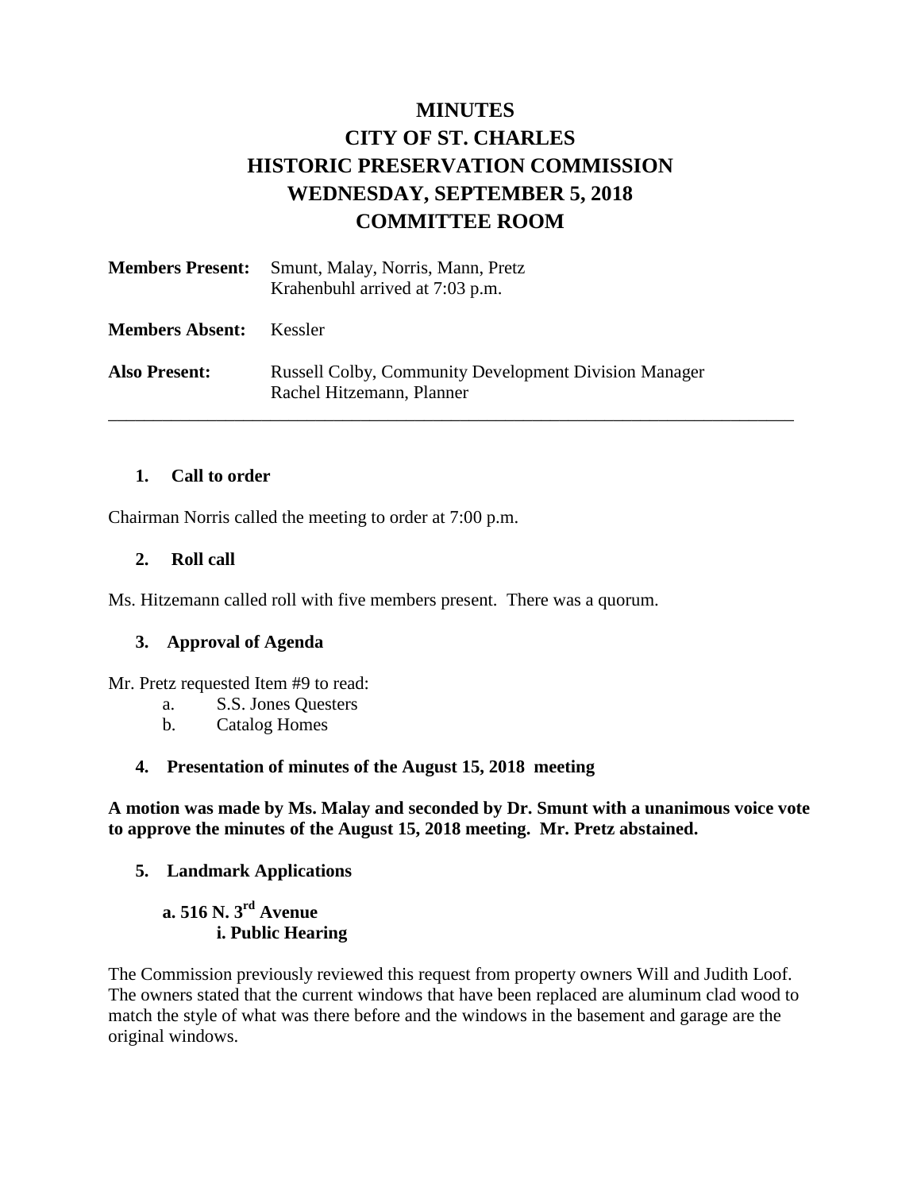# MINUTES
# CITY OF ST. CHARLES
# HISTORIC PRESERVATION COMMISSION
# WEDNESDAY, SEPTEMBER 5, 2018
# COMMITTEE ROOM

| | |
|---|---|
| **Members Present:** | Smunt, Malay, Norris, Mann, Pretz<br>Krahenbuhl arrived at 7:03 p.m. |
| **Members Absent:** | Kessler |
| **Also Present:** | Russell Colby, Community Development Division Manager<br>Rachel Hitzemann, Planner |

---

### 1. Call to order

Chairman Norris called the meeting to order at 7:00 p.m.

### 2. Roll call

Ms. Hitzemann called roll with five members present. There was a quorum.

### 3. Approval of Agenda

Mr. Pretz requested Item #9 to read:

a. S.S. Jones Questers
b. Catalog Homes

### 4. Presentation of minutes of the August 15, 2018 meeting

**A motion was made by Ms. Malay and seconded by Dr. Smunt with a unanimous voice vote to approve the minutes of the August 15, 2018 meeting. Mr. Pretz abstained.**

### 5. Landmark Applications

**a. 516 N. 3rd Avenue**
**i. Public Hearing**

The Commission previously reviewed this request from property owners Will and Judith Loof. The owners stated that the current windows that have been replaced are aluminum clad wood to match the style of what was there before and the windows in the basement and garage are the original windows.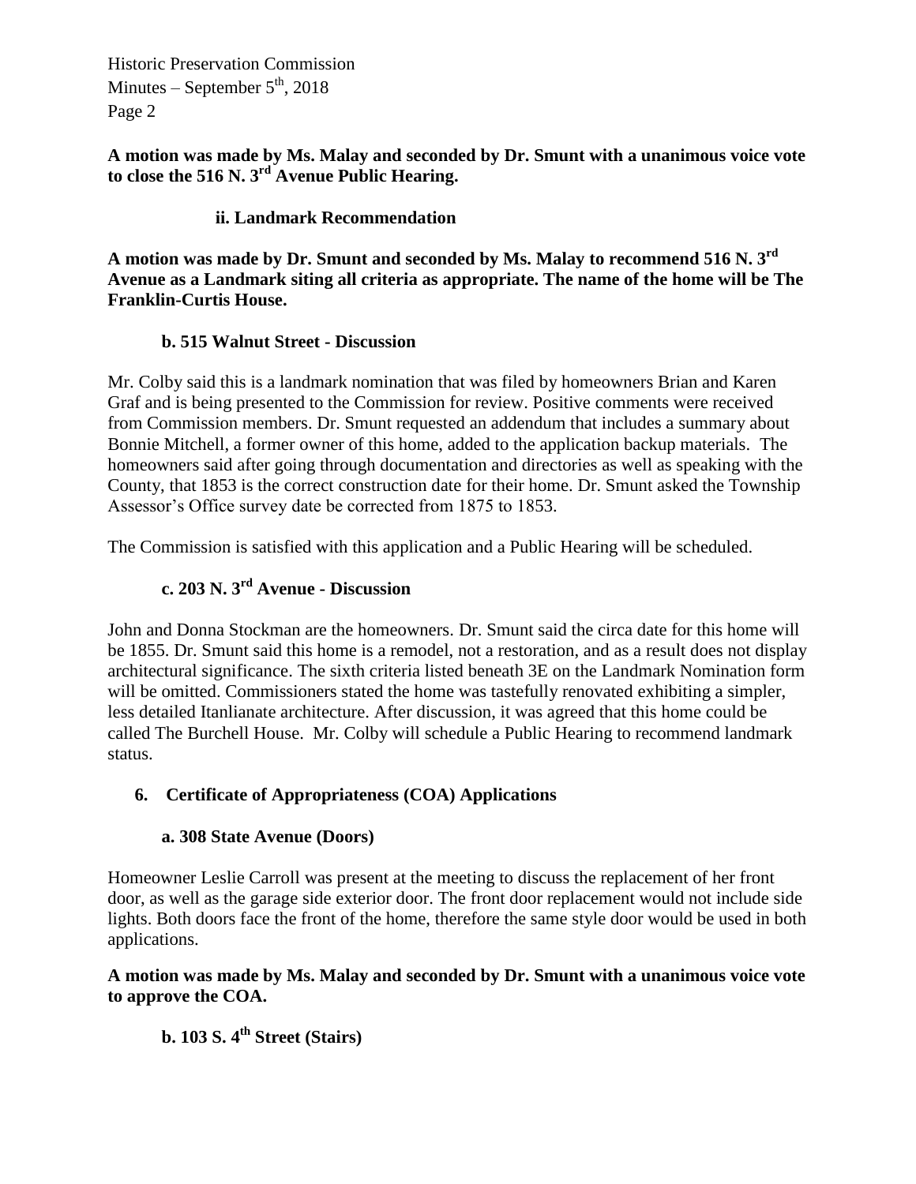**A motion was made by Ms. Malay and seconded by Dr. Smunt with a unanimous voice vote to close the 516 N. 3rd Avenue Public Hearing.**

**ii. Landmark Recommendation**

**A motion was made by Dr. Smunt and seconded by Ms. Malay to recommend 516 N. 3rd Avenue as a Landmark siting all criteria as appropriate. The name of the home will be The Franklin-Curtis House.**

**b. 515 Walnut Street - Discussion**

Mr. Colby said this is a landmark nomination that was filed by homeowners Brian and Karen Graf and is being presented to the Commission for review. Positive comments were received from Commission members. Dr. Smunt requested an addendum that includes a summary about Bonnie Mitchell, a former owner of this home, added to the application backup materials. The homeowners said after going through documentation and directories as well as speaking with the County, that 1853 is the correct construction date for their home. Dr. Smunt asked the Township Assessor's Office survey date be corrected from 1875 to 1853.

The Commission is satisfied with this application and a Public Hearing will be scheduled.

**c. 203 N. 3rd Avenue - Discussion**

John and Donna Stockman are the homeowners. Dr. Smunt said the circa date for this home will be 1855. Dr. Smunt said this home is a remodel, not a restoration, and as a result does not display architectural significance. The sixth criteria listed beneath 3E on the Landmark Nomination form will be omitted. Commissioners stated the home was tastefully renovated exhibiting a simpler, less detailed Itanlianate architecture. After discussion, it was agreed that this home could be called The Burchell House. Mr. Colby will schedule a Public Hearing to recommend landmark status.

**6. Certificate of Appropriateness (COA) Applications**

**a. 308 State Avenue (Doors)**

Homeowner Leslie Carroll was present at the meeting to discuss the replacement of her front door, as well as the garage side exterior door. The front door replacement would not include side lights. Both doors face the front of the home, therefore the same style door would be used in both applications.

**A motion was made by Ms. Malay and seconded by Dr. Smunt with a unanimous voice vote to approve the COA.**

**b. 103 S. 4th Street (Stairs)**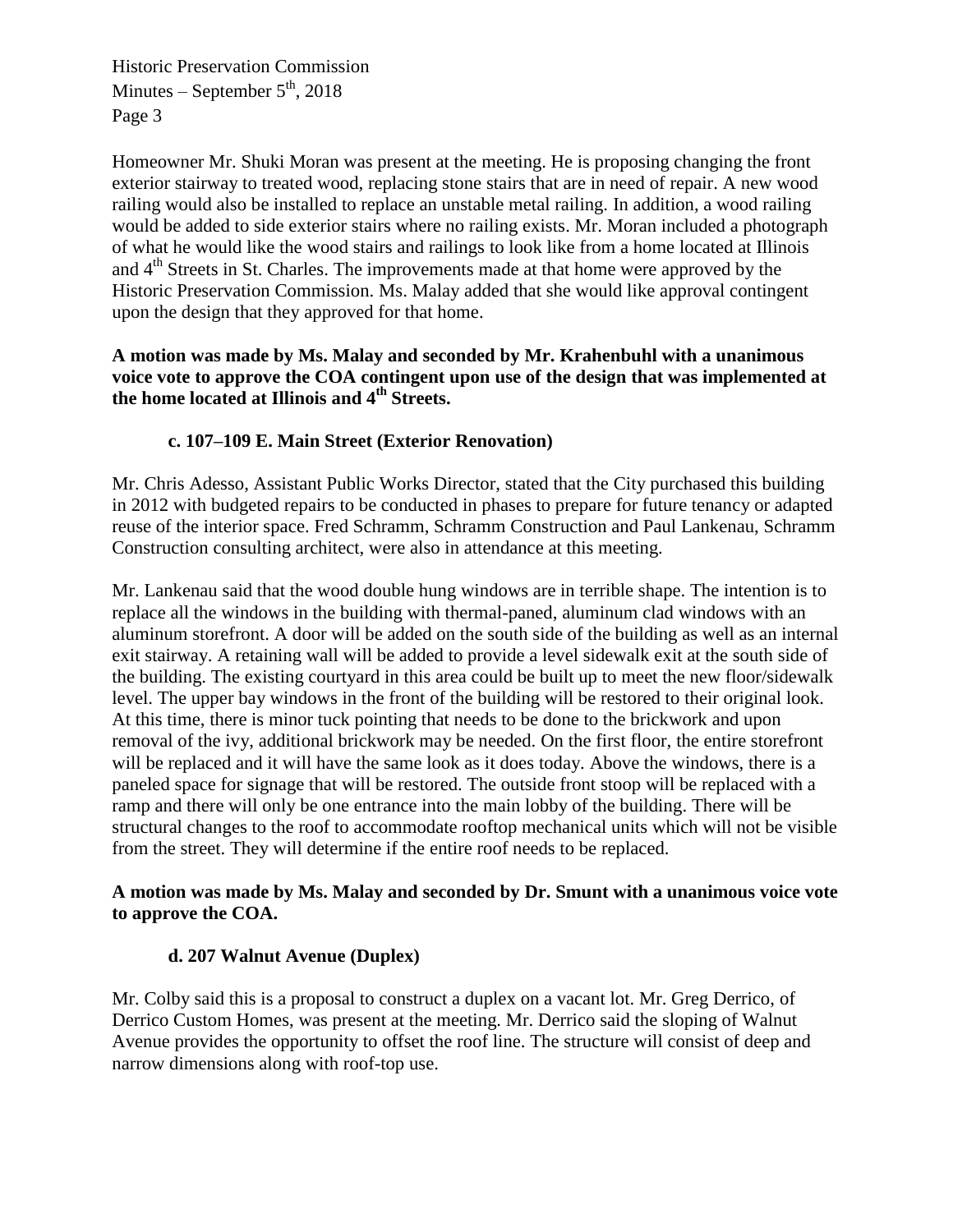Homeowner Mr. Shuki Moran was present at the meeting. He is proposing changing the front exterior stairway to treated wood, replacing stone stairs that are in need of repair. A new wood railing would also be installed to replace an unstable metal railing. In addition, a wood railing would be added to side exterior stairs where no railing exists. Mr. Moran included a photograph of what he would like the wood stairs and railings to look like from a home located at Illinois and 4th Streets in St. Charles. The improvements made at that home were approved by the Historic Preservation Commission. Ms. Malay added that she would like approval contingent upon the design that they approved for that home.

**A motion was made by Ms. Malay and seconded by Mr. Krahenbuhl with a unanimous voice vote to approve the COA contingent upon use of the design that was implemented at the home located at Illinois and 4th Streets.**

**c. 107–109 E. Main Street (Exterior Renovation)**

Mr. Chris Adesso, Assistant Public Works Director, stated that the City purchased this building in 2012 with budgeted repairs to be conducted in phases to prepare for future tenancy or adapted reuse of the interior space. Fred Schramm, Schramm Construction and Paul Lankenau, Schramm Construction consulting architect, were also in attendance at this meeting.

Mr. Lankenau said that the wood double hung windows are in terrible shape. The intention is to replace all the windows in the building with thermal-paned, aluminum clad windows with an aluminum storefront. A door will be added on the south side of the building as well as an internal exit stairway. A retaining wall will be added to provide a level sidewalk exit at the south side of the building. The existing courtyard in this area could be built up to meet the new floor/sidewalk level. The upper bay windows in the front of the building will be restored to their original look. At this time, there is minor tuck pointing that needs to be done to the brickwork and upon removal of the ivy, additional brickwork may be needed. On the first floor, the entire storefront will be replaced and it will have the same look as it does today. Above the windows, there is a paneled space for signage that will be restored. The outside front stoop will be replaced with a ramp and there will only be one entrance into the main lobby of the building. There will be structural changes to the roof to accommodate rooftop mechanical units which will not be visible from the street. They will determine if the entire roof needs to be replaced.

**A motion was made by Ms. Malay and seconded by Dr. Smunt with a unanimous voice vote to approve the COA.**

**d. 207 Walnut Avenue (Duplex)**

Mr. Colby said this is a proposal to construct a duplex on a vacant lot. Mr. Greg Derrico, of Derrico Custom Homes, was present at the meeting. Mr. Derrico said the sloping of Walnut Avenue provides the opportunity to offset the roof line. The structure will consist of deep and narrow dimensions along with roof-top use.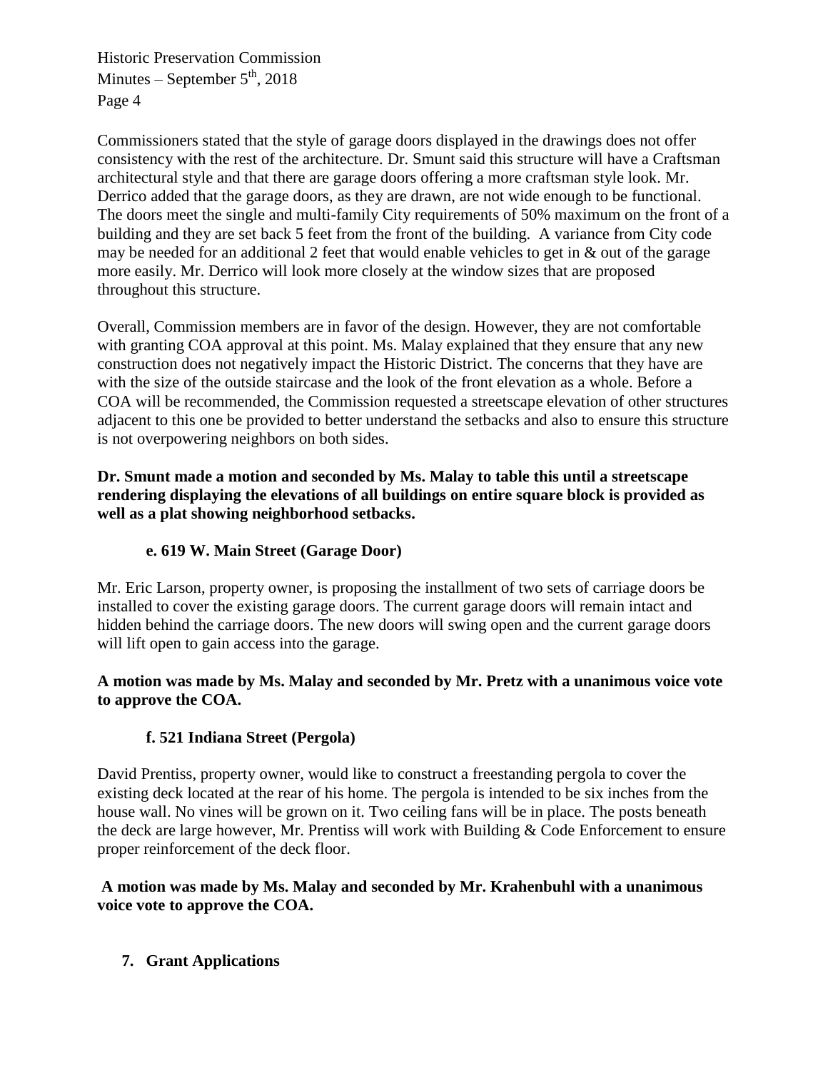Commissioners stated that the style of garage doors displayed in the drawings does not offer consistency with the rest of the architecture. Dr. Smunt said this structure will have a Craftsman architectural style and that there are garage doors offering a more craftsman style look. Mr. Derrico added that the garage doors, as they are drawn, are not wide enough to be functional. The doors meet the single and multi-family City requirements of 50% maximum on the front of a building and they are set back 5 feet from the front of the building. A variance from City code may be needed for an additional 2 feet that would enable vehicles to get in & out of the garage more easily. Mr. Derrico will look more closely at the window sizes that are proposed throughout this structure.

Overall, Commission members are in favor of the design. However, they are not comfortable with granting COA approval at this point. Ms. Malay explained that they ensure that any new construction does not negatively impact the Historic District. The concerns that they have are with the size of the outside staircase and the look of the front elevation as a whole. Before a COA will be recommended, the Commission requested a streetscape elevation of other structures adjacent to this one be provided to better understand the setbacks and also to ensure this structure is not overpowering neighbors on both sides.

**Dr. Smunt made a motion and seconded by Ms. Malay to table this until a streetscape rendering displaying the elevations of all buildings on entire square block is provided as well as a plat showing neighborhood setbacks.**

**e. 619 W. Main Street (Garage Door)**

Mr. Eric Larson, property owner, is proposing the installment of two sets of carriage doors be installed to cover the existing garage doors. The current garage doors will remain intact and hidden behind the carriage doors. The new doors will swing open and the current garage doors will lift open to gain access into the garage.

**A motion was made by Ms. Malay and seconded by Mr. Pretz with a unanimous voice vote to approve the COA.**

**f. 521 Indiana Street (Pergola)**

David Prentiss, property owner, would like to construct a freestanding pergola to cover the existing deck located at the rear of his home. The pergola is intended to be six inches from the house wall. No vines will be grown on it. Two ceiling fans will be in place. The posts beneath the deck are large however, Mr. Prentiss will work with Building & Code Enforcement to ensure proper reinforcement of the deck floor.

**A motion was made by Ms. Malay and seconded by Mr. Krahenbuhl with a unanimous voice vote to approve the COA.**

**7. Grant Applications**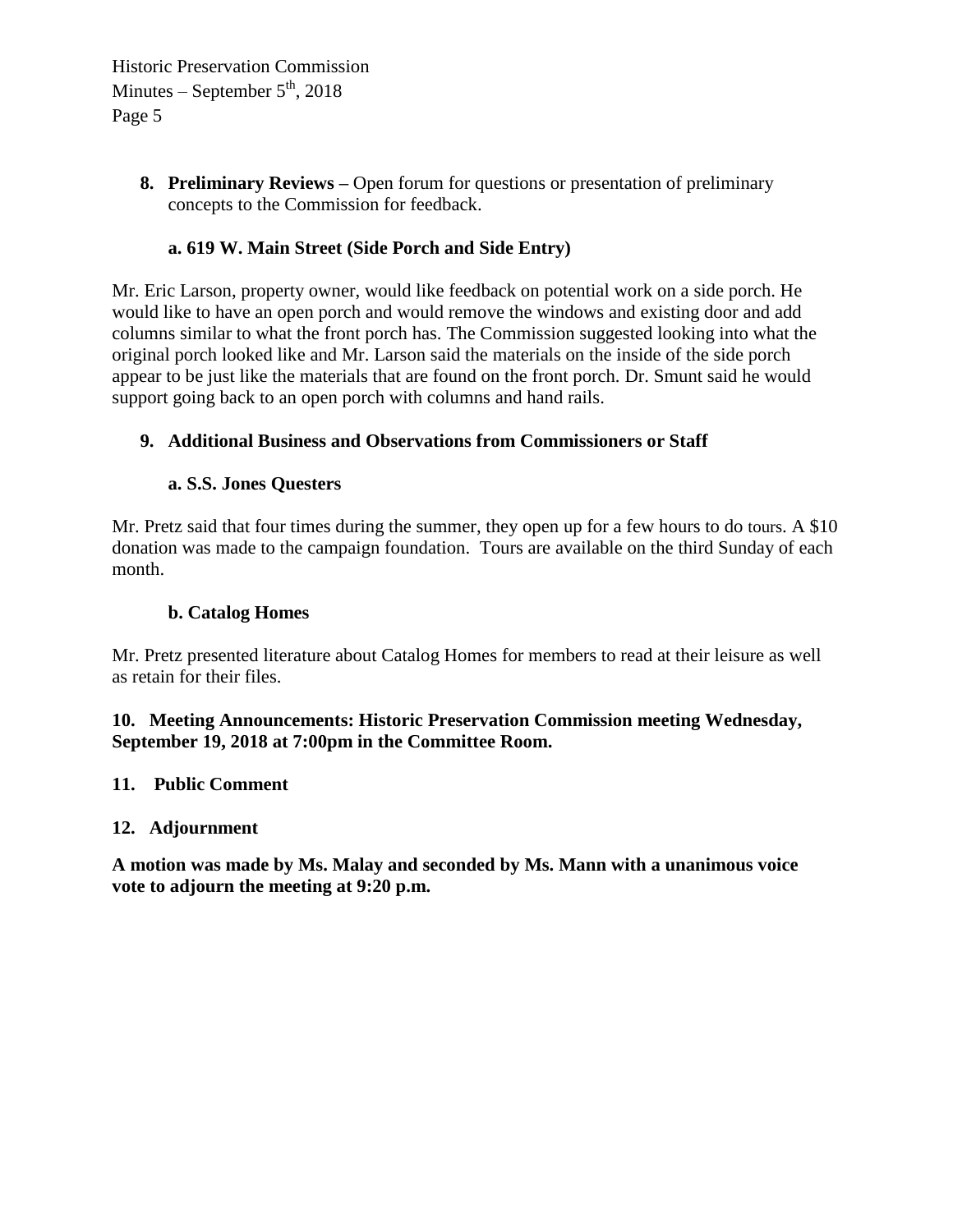**8. Preliminary Reviews –** Open forum for questions or presentation of preliminary concepts to the Commission for feedback.

**a. 619 W. Main Street (Side Porch and Side Entry)**

Mr. Eric Larson, property owner, would like feedback on potential work on a side porch. He would like to have an open porch and would remove the windows and existing door and add columns similar to what the front porch has. The Commission suggested looking into what the original porch looked like and Mr. Larson said the materials on the inside of the side porch appear to be just like the materials that are found on the front porch. Dr. Smunt said he would support going back to an open porch with columns and hand rails.

**9. Additional Business and Observations from Commissioners or Staff**

**a. S.S. Jones Questers**

Mr. Pretz said that four times during the summer, they open up for a few hours to do tours. A $10 donation was made to the campaign foundation. Tours are available on the third Sunday of each month.

**b. Catalog Homes**

Mr. Pretz presented literature about Catalog Homes for members to read at their leisure as well as retain for their files.

**10. Meeting Announcements: Historic Preservation Commission meeting Wednesday, September 19, 2018 at 7:00pm in the Committee Room.**

**11. Public Comment**

**12. Adjournment**

**A motion was made by Ms. Malay and seconded by Ms. Mann with a unanimous voice vote to adjourn the meeting at 9:20 p.m.**